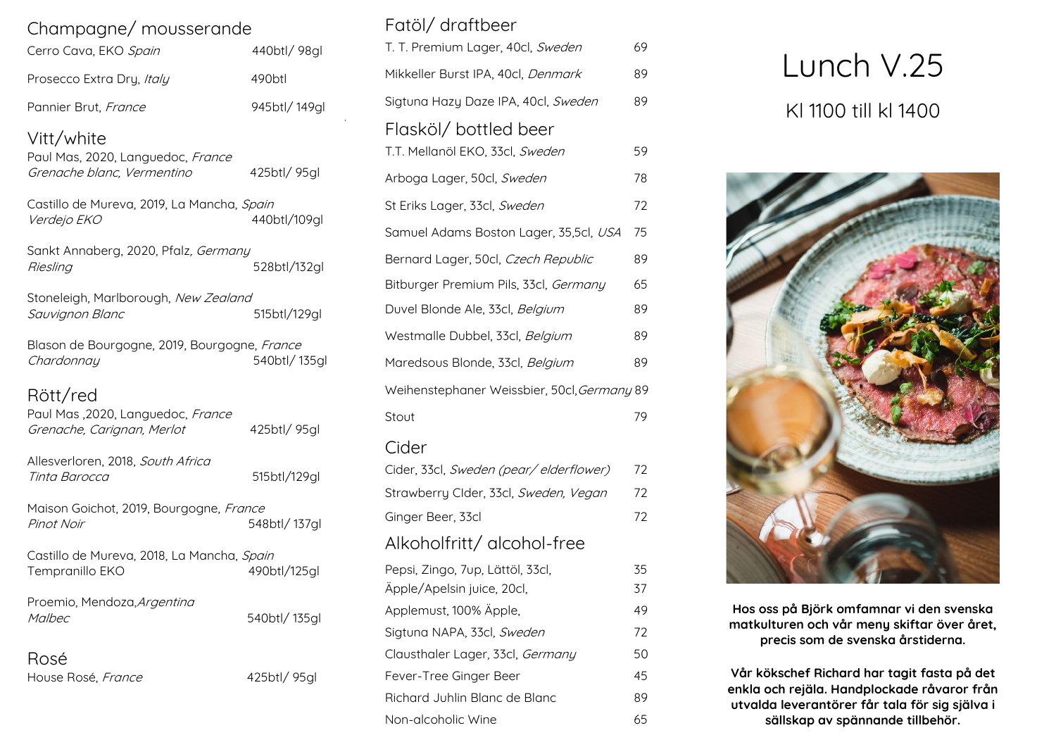## Champagne/ mousserande

Cerro Cava, EKO *Spain* — 440btl/ 98gl

Prosecco Extra Dry, *Italy* — 490btl

Pannier Brut, *France* — 945btl/ 149gl

## Vitt/white

Paul Mas, 2020, Languedoc, *France*
*Grenache blanc, Vermentino* — 425btl/ 95gl

Castillo de Mureva, 2019, La Mancha, *Spain*
*Verdejo EKO* — 440btl/109gl

Sankt Annaberg, 2020, Pfalz, *Germany*
*Riesling* — 528btl/132gl

Stoneleigh, Marlborough, *New Zealand*
*Sauvignon Blanc* — 515btl/129gl

Blason de Bourgogne, 2019, Bourgogne, *France*
*Chardonnay* — 540btl/ 135gl

## Rött/red

Paul Mas ,2020, Languedoc, *France*
*Grenache, Carignan, Merlot* — 425btl/ 95gl

Allesverloren, 2018, *South Africa*
*Tinta Barocca* — 515btl/129gl

Maison Goichot, 2019, Bourgogne, *France*
*Pinot Noir* — 548btl/ 137gl

Castillo de Mureva, 2018, La Mancha, *Spain*
Tempranillo EKO — 490btl/125gl

Proemio, Mendoza,*Argentina*
*Malbec* — 540btl/ 135gl

## Rosé

House Rosé, *France* — 425btl/ 95gl

## Fatöl/ draftbeer

| | |
|---|---|
| T. T. Premium Lager, 40cl, *Sweden* | 69 |
| Mikkeller Burst IPA, 40cl, *Denmark* | 89 |
| Sigtuna Hazy Daze IPA, 40cl, *Sweden* | 89 |

## Flasköl/ bottled beer

| | |
|---|---|
| T.T. Mellanöl EKO, 33cl, *Sweden* | 59 |
| Arboga Lager, 50cl, *Sweden* | 78 |
| St Eriks Lager, 33cl, *Sweden* | 72 |
| Samuel Adams Boston Lager, 35,5cl, *USA* | 75 |
| Bernard Lager, 50cl, *Czech Republic* | 89 |
| Bitburger Premium Pils, 33cl, *Germany* | 65 |
| Duvel Blonde Ale, 33cl, *Belgium* | 89 |
| Westmalle Dubbel, 33cl, *Belgium* | 89 |
| Maredsous Blonde, 33cl, *Belgium* | 89 |
| Weihenstephaner Weissbier, 50cl,*Germany* | 89 |
| Stout | 79 |

## Cider

| | |
|---|---|
| Cider, 33cl, *Sweden (pear/ elderflower)* | 72 |
| Strawberry CIder, 33cl, *Sweden, Vegan* | 72 |
| Ginger Beer, 33cl | 72 |

## Alkoholfritt/ alcohol-free

| | |
|---|---|
| Pepsi, Zingo, 7up, Lättöl, 33cl, | 35 |
| Äpple/Apelsin juice, 20cl, | 37 |
| Applemust, 100% Äpple, | 49 |
| Sigtuna NAPA, 33cl, *Sweden* | 72 |
| Clausthaler Lager, 33cl, *Germany* | 50 |
| Fever-Tree Ginger Beer | 45 |
| Richard Juhlin Blanc de Blanc | 89 |
| Non-alcoholic Wine | 65 |

# Lunch V.25

## Kl 1100 till kl 1400

**Hos oss på Björk omfamnar vi den svenska matkulturen och vår meny skiftar över året, precis som de svenska årstiderna.**

**Vår kökschef Richard har tagit fasta på det enkla och rejäla. Handplockade råvaror från utvalda leverantörer får tala för sig själva i sällskap av spännande tillbehör.**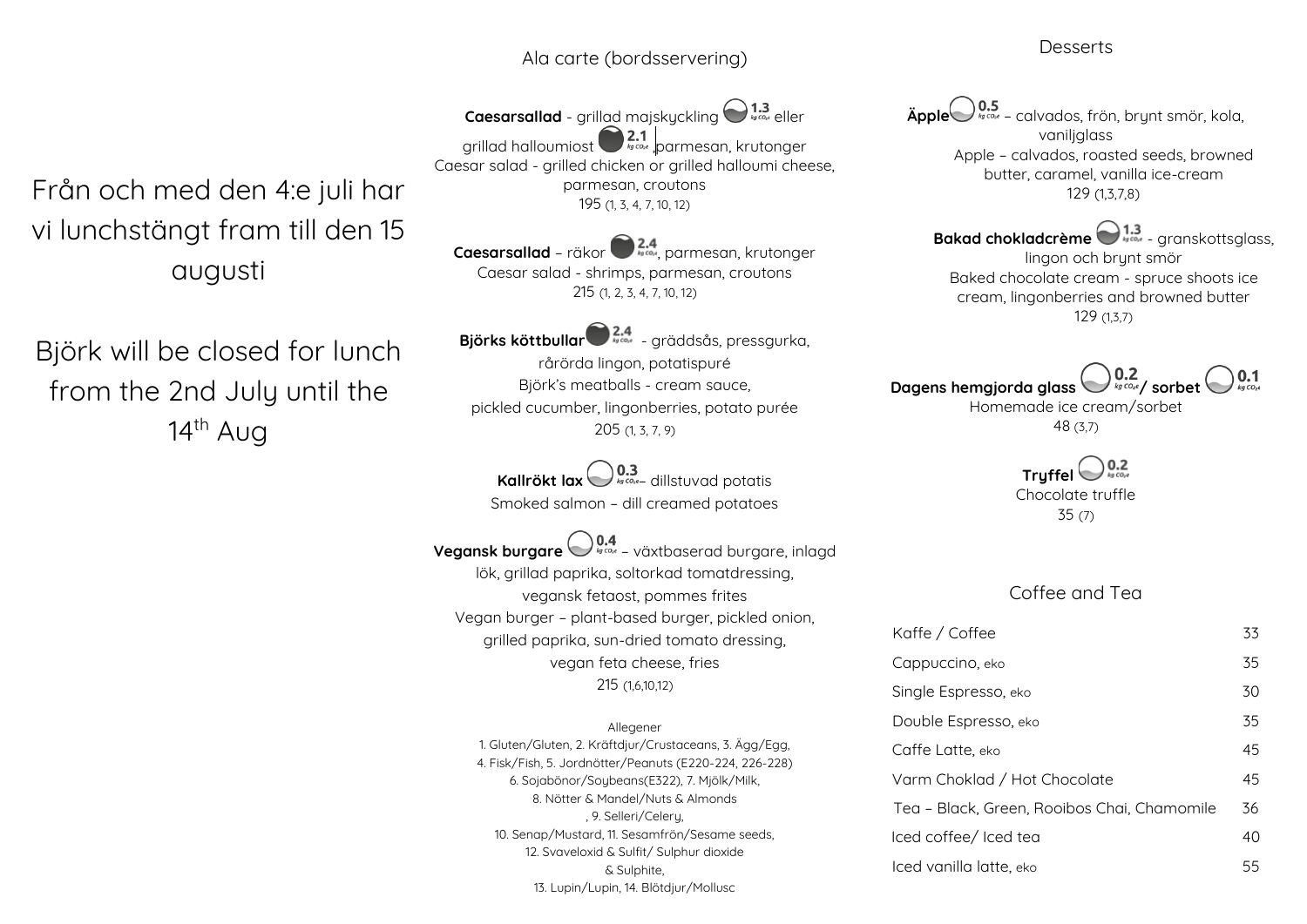Från och med den 4:e juli har vi lunchstängt fram till den 15 augusti

Björk will be closed for lunch from the 2nd July until the 14th Aug

## Ala carte (bordsservering)

**Caesarsallad** - grillad majskyckling 1.3 kg $CO_2e$ eller grillad halloumiost 2.1 kg $CO_2e$, parmesan, krutonger
Caesar salad - grilled chicken or grilled halloumi cheese, parmesan, croutons
195 (1, 3, 4, 7, 10, 12)

**Caesarsallad** – räkor 2.4 kg $CO_2e$, parmesan, krutonger
Caesar salad - shrimps, parmesan, croutons
215 (1, 2, 3, 4, 7, 10, 12)

**Björks köttbullar** 2.4 kg $CO_2e$ - gräddsås, pressgurka, rårörda lingon, potatispuré
Björk's meatballs - cream sauce, pickled cucumber, lingonberries, potato purée
205 (1, 3, 7, 9)

**Kallrökt lax** 0.3 kg $CO_2e$ – dillstuvad potatis
Smoked salmon – dill creamed potatoes

**Vegansk burgare** 0.4 kg $CO_2e$ – växtbaserad burgare, inlagd lök, grillad paprika, soltorkad tomatdressing, vegansk fetaost, pommes frites
Vegan burger – plant-based burger, pickled onion, grilled paprika, sun-dried tomato dressing, vegan feta cheese, fries
215 (1,6,10,12)

Allegener
1. Gluten/Gluten, 2. Kräftdjur/Crustaceans, 3. Ägg/Egg,
4. Fisk/Fish, 5. Jordnötter/Peanuts (E220-224, 226-228)
6. Sojabönor/Soybeans(E322), 7. Mjölk/Milk,
8. Nötter & Mandel/Nuts & Almonds
, 9. Selleri/Celery,
10. Senap/Mustard, 11. Sesamfrön/Sesame seeds,
12. Svaveloxid & Sulfit/ Sulphur dioxide & Sulphite,
13. Lupin/Lupin, 14. Blötdjur/Mollusc

## Desserts

**Äpple** 0.5 kg $CO_2e$ – calvados, frön, brynt smör, kola, vaniljglass
Apple – calvados, roasted seeds, browned butter, caramel, vanilla ice-cream
129 (1,3,7,8)

**Bakad chokladcrème** 1.3 kg $CO_2e$ - granskottsglass, lingon och brynt smör
Baked chocolate cream - spruce shoots ice cream, lingonberries and browned butter
129 (1,3,7)

**Dagens hemgjorda glass** 0.2 kg $CO_2e$ / **sorbet** 0.1 kg $CO_2e$
Homemade ice cream/sorbet
48 (3,7)

**Tryffel** 0.2 kg $CO_2e$
Chocolate truffle
35 (7)

## Coffee and Tea

| | |
|---|---|
| Kaffe / Coffee | 33 |
| Cappuccino, eko | 35 |
| Single Espresso, eko | 30 |
| Double Espresso, eko | 35 |
| Caffe Latte, eko | 45 |
| Varm Choklad / Hot Chocolate | 45 |
| Tea – Black, Green, Rooibos Chai, Chamomile | 36 |
| Iced coffee/ Iced tea | 40 |
| Iced vanilla latte, eko | 55 |